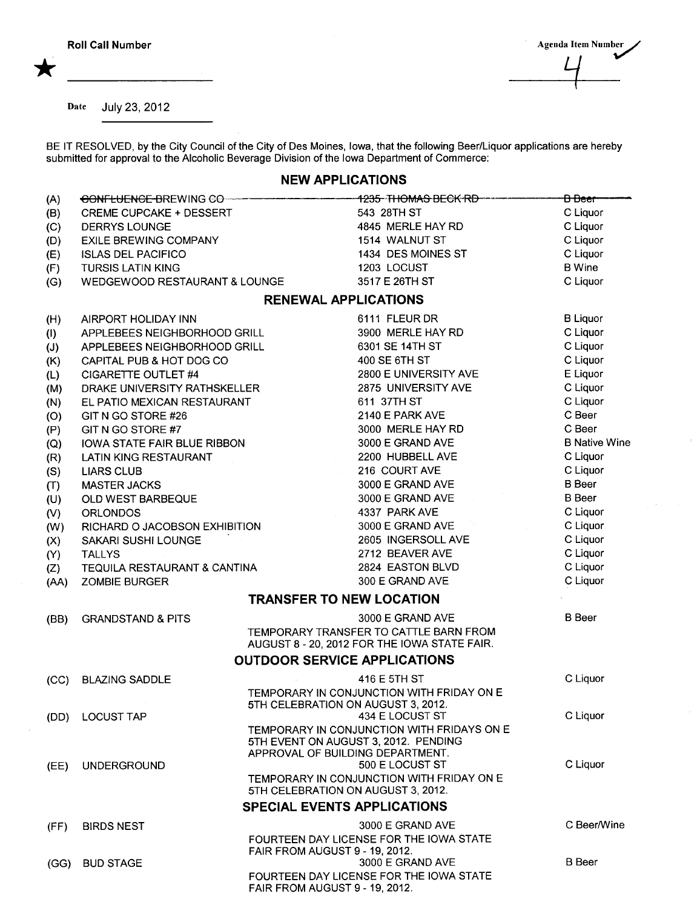Roll Call Number

★ ____________________

Agenda Item Number

4

Date July 23, 2012

BE IT RESOLVED, by the City Council of the City of Des Moines, Iowa, that the following Beer/Liquor applications are hereby submitted for approval to the Alcoholic Beverage Division of the Iowa Department of Commerce:

## NEW APPLICATIONS

| | | | |
|---|---|---|---|
| (A) | ~~CONFLUENCE BREWING CO~~ | ~~1235 THOMAS BECK RD~~ | ~~B Beer~~ |
| (B) | CREME CUPCAKE + DESSERT | 543 28TH ST | C Liquor |
| (C) | DERRYS LOUNGE | 4845 MERLE HAY RD | C Liquor |
| (D) | EXILE BREWING COMPANY | 1514 WALNUT ST | C Liquor |
| (E) | ISLAS DEL PACIFICO | 1434 DES MOINES ST | C Liquor |
| (F) | TURSIS LATIN KING | 1203 LOCUST | B Wine |
| (G) | WEDGEWOOD RESTAURANT & LOUNGE | 3517 E 26TH ST | C Liquor |

## RENEWAL APPLICATIONS

| | | | |
|---|---|---|---|
| (H) | AIRPORT HOLIDAY INN | 6111 FLEUR DR | B Liquor |
| (I) | APPLEBEES NEIGHBORHOOD GRILL | 3900 MERLE HAY RD | C Liquor |
| (J) | APPLEBEES NEIGHBORHOOD GRILL | 6301 SE 14TH ST | C Liquor |
| (K) | CAPITAL PUB & HOT DOG CO | 400 SE 6TH ST | C Liquor |
| (L) | CIGARETTE OUTLET #4 | 2800 E UNIVERSITY AVE | E Liquor |
| (M) | DRAKE UNIVERSITY RATHSKELLER | 2875 UNIVERSITY AVE | C Liquor |
| (N) | EL PATIO MEXICAN RESTAURANT | 611 37TH ST | C Liquor |
| (O) | GIT N GO STORE #26 | 2140 E PARK AVE | C Beer |
| (P) | GIT N GO STORE #7 | 3000 MERLE HAY RD | C Beer |
| (Q) | IOWA STATE FAIR BLUE RIBBON | 3000 E GRAND AVE | B Native Wine |
| (R) | LATIN KING RESTAURANT | 2200 HUBBELL AVE | C Liquor |
| (S) | LIARS CLUB | 216 COURT AVE | C Liquor |
| (T) | MASTER JACKS | 3000 E GRAND AVE | B Beer |
| (U) | OLD WEST BARBEQUE | 3000 E GRAND AVE | B Beer |
| (V) | ORLONDOS | 4337 PARK AVE | C Liquor |
| (W) | RICHARD O JACOBSON EXHIBITION | 3000 E GRAND AVE | C Liquor |
| (X) | SAKARI SUSHI LOUNGE | 2605 INGERSOLL AVE | C Liquor |
| (Y) | TALLYS | 2712 BEAVER AVE | C Liquor |
| (Z) | TEQUILA RESTAURANT & CANTINA | 2824 EASTON BLVD | C Liquor |
| (AA) | ZOMBIE BURGER | 300 E GRAND AVE | C Liquor |

## TRANSFER TO NEW LOCATION

| | | | |
|---|---|---|---|
| (BB) | GRANDSTAND & PITS | 3000 E GRAND AVE<br>TEMPORARY TRANSFER TO CATTLE BARN FROM AUGUST 8 - 20, 2012 FOR THE IOWA STATE FAIR. | B Beer |

## OUTDOOR SERVICE APPLICATIONS

| | | | |
|---|---|---|---|
| (CC) | BLAZING SADDLE | 416 E 5TH ST<br>TEMPORARY IN CONJUNCTION WITH FRIDAY ON E 5TH CELEBRATION ON AUGUST 3, 2012. | C Liquor |
| (DD) | LOCUST TAP | 434 E LOCUST ST<br>TEMPORARY IN CONJUNCTION WITH FRIDAYS ON E 5TH EVENT ON AUGUST 3, 2012. PENDING APPROVAL OF BUILDING DEPARTMENT. | C Liquor |
| (EE) | UNDERGROUND | 500 E LOCUST ST<br>TEMPORARY IN CONJUNCTION WITH FRIDAY ON E 5TH CELEBRATION ON AUGUST 3, 2012. | C Liquor |

## SPECIAL EVENTS APPLICATIONS

| | | | |
|---|---|---|---|
| (FF) | BIRDS NEST | 3000 E GRAND AVE<br>FOURTEEN DAY LICENSE FOR THE IOWA STATE FAIR FROM AUGUST 9 - 19, 2012. | C Beer/Wine |
| (GG) | BUD STAGE | 3000 E GRAND AVE<br>FOURTEEN DAY LICENSE FOR THE IOWA STATE FAIR FROM AUGUST 9 - 19, 2012. | B Beer |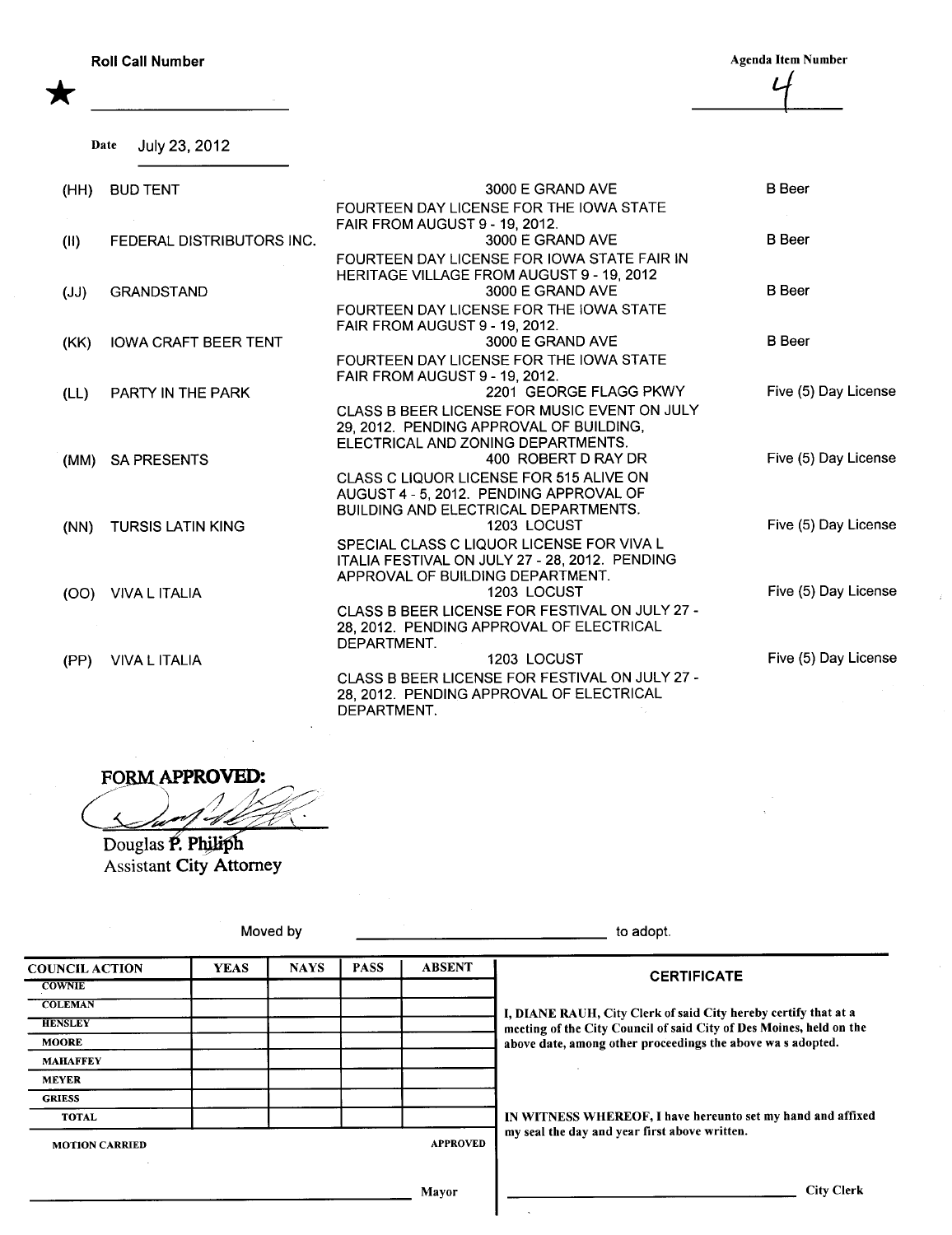Roll Call Number

★ ____________________

Agenda Item Number

4

Date July 23, 2012

| | | | |
|---|---|---|---|
| (HH) | BUD TENT | 3000 E GRAND AVE<br>FOURTEEN DAY LICENSE FOR THE IOWA STATE FAIR FROM AUGUST 9 - 19, 2012. | B Beer |
| (II) | FEDERAL DISTRIBUTORS INC. | 3000 E GRAND AVE<br>FOURTEEN DAY LICENSE FOR IOWA STATE FAIR IN HERITAGE VILLAGE FROM AUGUST 9 - 19, 2012 | B Beer |
| (JJ) | GRANDSTAND | 3000 E GRAND AVE<br>FOURTEEN DAY LICENSE FOR THE IOWA STATE FAIR FROM AUGUST 9 - 19, 2012. | B Beer |
| (KK) | IOWA CRAFT BEER TENT | 3000 E GRAND AVE<br>FOURTEEN DAY LICENSE FOR THE IOWA STATE FAIR FROM AUGUST 9 - 19, 2012. | B Beer |
| (LL) | PARTY IN THE PARK | 2201 GEORGE FLAGG PKWY<br>CLASS B BEER LICENSE FOR MUSIC EVENT ON JULY 29, 2012. PENDING APPROVAL OF BUILDING, ELECTRICAL AND ZONING DEPARTMENTS. | Five (5) Day License |
| (MM) | SA PRESENTS | 400 ROBERT D RAY DR<br>CLASS C LIQUOR LICENSE FOR 515 ALIVE ON AUGUST 4 - 5, 2012. PENDING APPROVAL OF BUILDING AND ELECTRICAL DEPARTMENTS. | Five (5) Day License |
| (NN) | TURSIS LATIN KING | 1203 LOCUST<br>SPECIAL CLASS C LIQUOR LICENSE FOR VIVA L ITALIA FESTIVAL ON JULY 27 - 28, 2012. PENDING APPROVAL OF BUILDING DEPARTMENT. | Five (5) Day License |
| (OO) | VIVA L ITALIA | 1203 LOCUST<br>CLASS B BEER LICENSE FOR FESTIVAL ON JULY 27 - 28, 2012. PENDING APPROVAL OF ELECTRICAL DEPARTMENT. | Five (5) Day License |
| (PP) | VIVA L ITALIA | 1203 LOCUST<br>CLASS B BEER LICENSE FOR FESTIVAL ON JULY 27 - 28, 2012. PENDING APPROVAL OF ELECTRICAL DEPARTMENT. | Five (5) Day License |

**FORM APPROVED:**

Douglas P. Philiph
Assistant City Attorney

Moved by ______________________________ to adopt.

| COUNCIL ACTION | YEAS | NAYS | PASS | ABSENT |
|---|---|---|---|---|
| COWNIE | | | | |
| COLEMAN | | | | |
| HENSLEY | | | | |
| MOORE | | | | |
| MAHAFFEY | | | | |
| MEYER | | | | |
| GRIESS | | | | |
| TOTAL | | | | |

MOTION CARRIED APPROVED

______________________________ Mayor

**CERTIFICATE**

I, DIANE RAUH, City Clerk of said City hereby certify that at a meeting of the City Council of said City of Des Moines, held on the above date, among other proceedings the above wa s adopted.

IN WITNESS WHEREOF, I have hereunto set my hand and affixed my seal the day and year first above written.

______________________________ City Clerk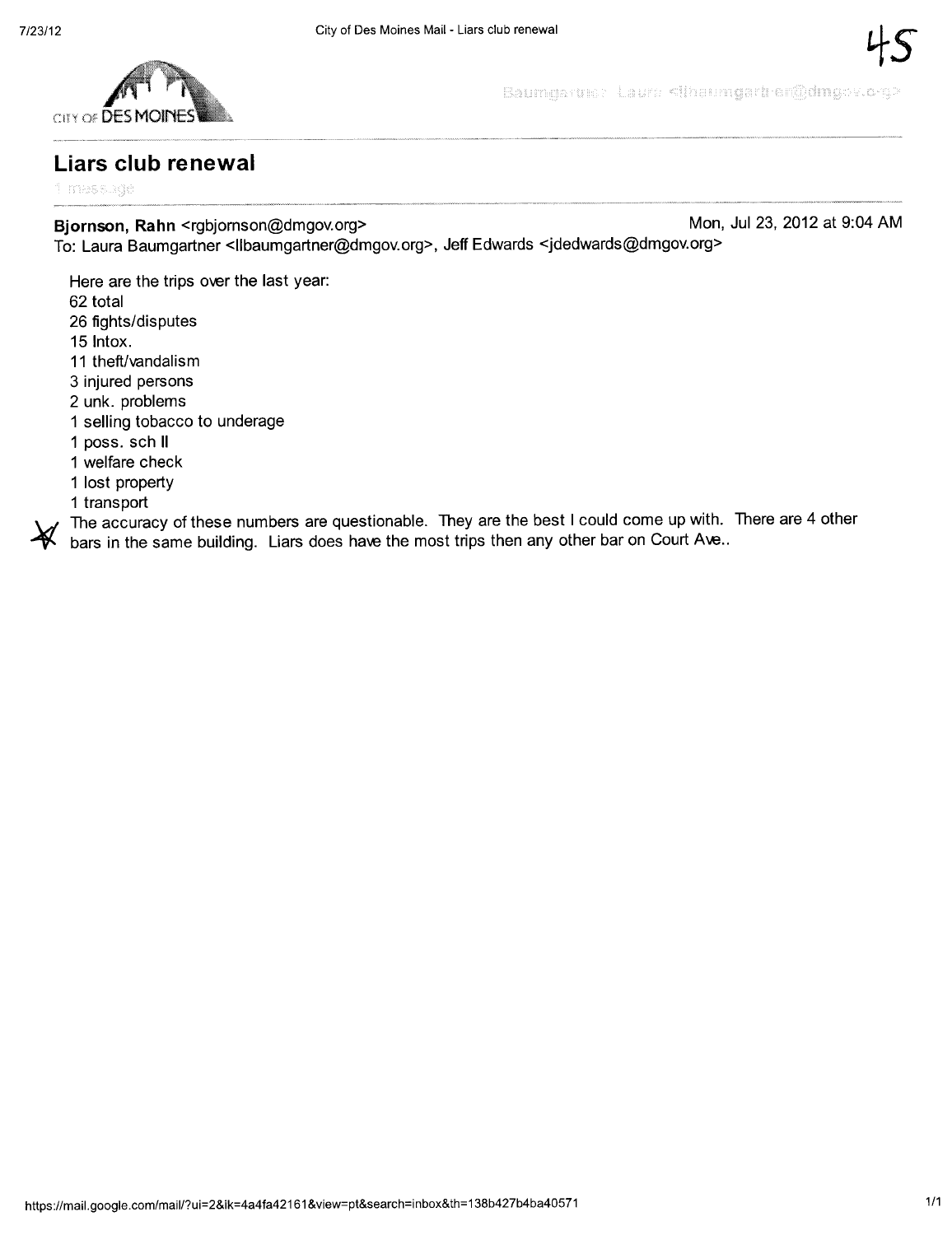# Liars club renewal

1 message

**Bjornson, Rahn** <rgbjornson@dmgov.org> Mon, Jul 23, 2012 at 9:04 AM
To: Laura Baumgartner <llbaumgartner@dmgov.org>, Jeff Edwards <jdedwards@dmgov.org>

Here are the trips over the last year:
62 total
26 fights/disputes
15 Intox.
11 theft/vandalism
3 injured persons
2 unk. problems
1 selling tobacco to underage
1 poss. sch II
1 welfare check
1 lost property
1 transport

The accuracy of these numbers are questionable. They are the best I could come up with. There are 4 other bars in the same building. Liars does have the most trips then any other bar on Court Ave..